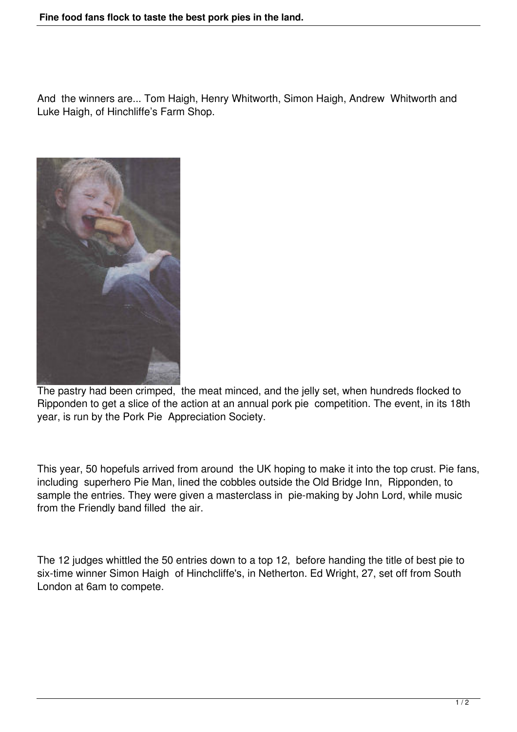# Fine food fans flock to taste the best pork pies in the land.

And the winners are... Tom Haigh, Henry Whitworth, Simon Haigh, Andrew Whitworth and Luke Haigh, of Hinchliffe's Farm Shop.

The pastry had been crimped, the meat minced, and the jelly set, when hundreds flocked to Ripponden to get a slice of the action at an annual pork pie competition. The event, in its 18th year, is run by the Pork Pie Appreciation Society.

This year, 50 hopefuls arrived from around the UK hoping to make it into the top crust. Pie fans, including superhero Pie Man, lined the cobbles outside the Old Bridge Inn, Ripponden, to sample the entries. They were given a masterclass in pie-making by John Lord, while music from the Friendly band filled the air.

The 12 judges whittled the 50 entries down to a top 12, before handing the title of best pie to six-time winner Simon Haigh of Hinchcliffe's, in Netherton. Ed Wright, 27, set off from South London at 6am to compete.